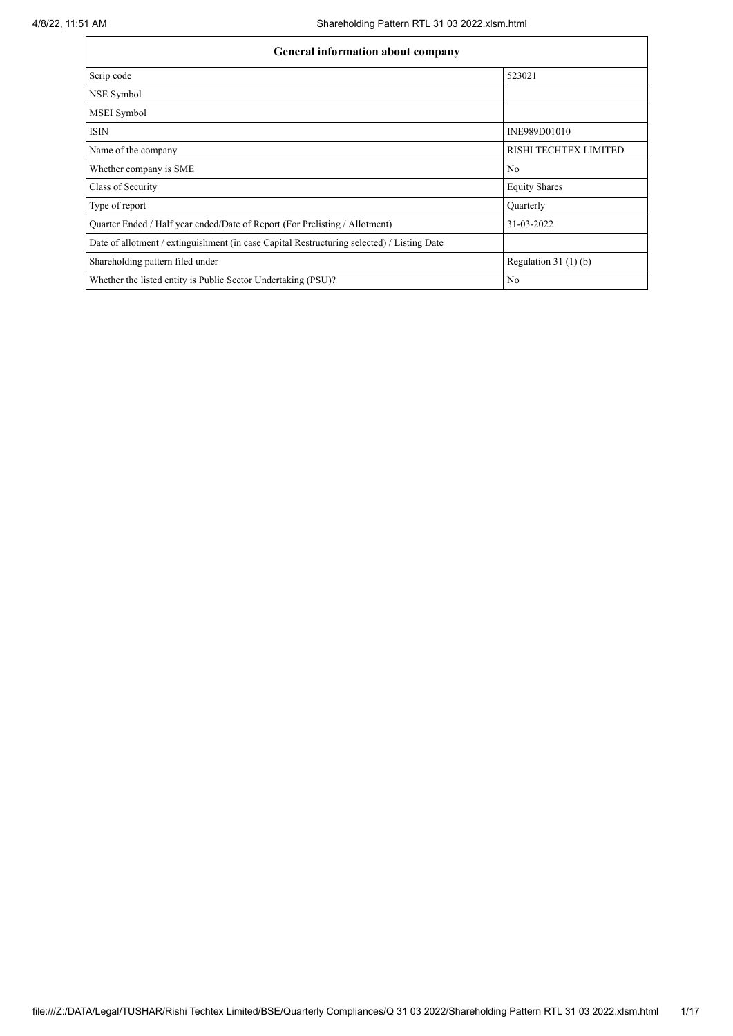| General information about company | |
|---|---|
| Scrip code | 523021 |
| NSE Symbol | |
| MSEI Symbol | |
| ISIN | INE989D01010 |
| Name of the company | RISHI TECHTEX LIMITED |
| Whether company is SME | No |
| Class of Security | Equity Shares |
| Type of report | Quarterly |
| Quarter Ended / Half year ended/Date of Report (For Prelisting / Allotment) | 31-03-2022 |
| Date of allotment / extinguishment (in case Capital Restructuring selected) / Listing Date | |
| Shareholding pattern filed under | Regulation 31 (1) (b) |
| Whether the listed entity is Public Sector Undertaking (PSU)? | No |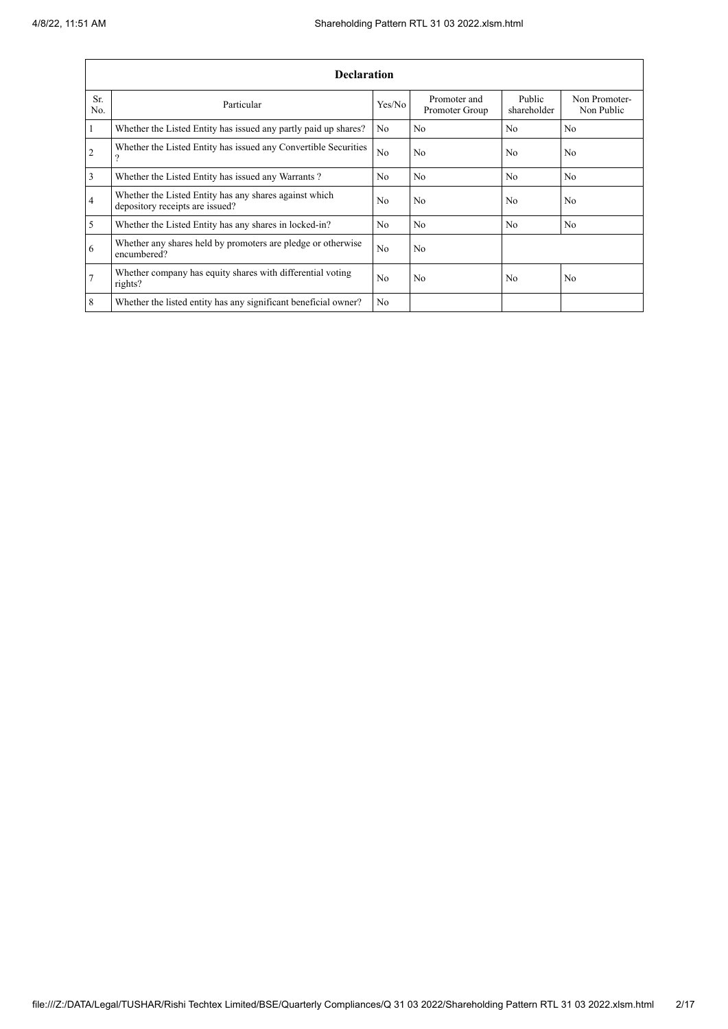| Declaration | | | | | |
|---|---|---|---|---|---|
| Sr. No. | Particular | Yes/No | Promoter and Promoter Group | Public shareholder | Non Promoter- Non Public |
| 1 | Whether the Listed Entity has issued any partly paid up shares? | No | No | No | No |
| 2 | Whether the Listed Entity has issued any Convertible Securities ? | No | No | No | No |
| 3 | Whether the Listed Entity has issued any Warrants ? | No | No | No | No |
| 4 | Whether the Listed Entity has any shares against which depository receipts are issued? | No | No | No | No |
| 5 | Whether the Listed Entity has any shares in locked-in? | No | No | No | No |
| 6 | Whether any shares held by promoters are pledge or otherwise encumbered? | No | No | | |
| 7 | Whether company has equity shares with differential voting rights? | No | No | No | No |
| 8 | Whether the listed entity has any significant beneficial owner? | No | | | |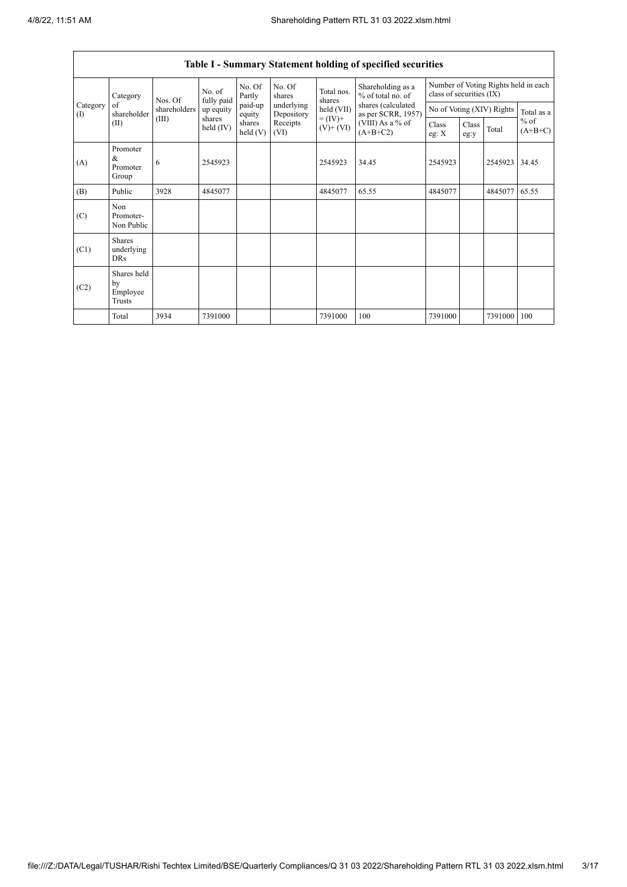## Table I - Summary Statement holding of specified securities

| Category (I) | Category of shareholder (II) | Nos. Of shareholders (III) | No. of fully paid up equity shares held (IV) | No. Of Partly paid-up equity shares held (V) | No. Of shares underlying Depository Receipts (VI) | Total nos. shares held (VII) = (IV)+ (V)+ (VI) | Shareholding as a % of total no. of shares (calculated as per SCRR, 1957) (VIII) As a % of (A+B+C2) | Number of Voting Rights held in each class of securities (IX) | | | |
|---|---|---|---|---|---|---|---|---|---|---|---|
| | | | | | | | | No of Voting (XIV) Rights | | | Total as a % of (A+B+C) |
| | | | | | | | | Class eg: X | Class eg:y | Total | |
| (A) | Promoter & Promoter Group | 6 | 2545923 | | | 2545923 | 34.45 | 2545923 | | 2545923 | 34.45 |
| (B) | Public | 3928 | 4845077 | | | 4845077 | 65.55 | 4845077 | | 4845077 | 65.55 |
| (C) | Non Promoter- Non Public | | | | | | | | | | |
| (C1) | Shares underlying DRs | | | | | | | | | | |
| (C2) | Shares held by Employee Trusts | | | | | | | | | | |
| | Total | 3934 | 7391000 | | | 7391000 | 100 | 7391000 | | 7391000 | 100 |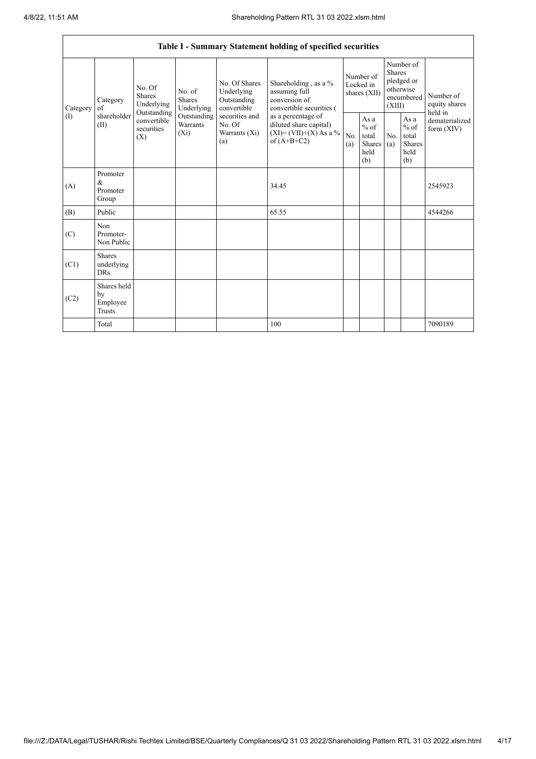| Table I - Summary Statement holding of specified securities | | | | | | | | | | |
|---|---|---|---|---|---|---|---|---|---|---|
| Category (I) | Category of shareholder (II) | No. Of Shares Underlying Outstanding convertible securities (X) | No. of Shares Underlying Outstanding Warrants (Xi) | No. Of Shares Underlying Outstanding convertible securities and No. Of Warrants (Xi) (a) | Shareholding , as a % assuming full conversion of convertible securities ( as a percentage of diluted share capital) (XI)= (VII)+(X) As a % of (A+B+C2) | Number of Locked in shares (XII) | | Number of Shares pledged or otherwise encumbered (XIII) | | Number of equity shares held in dematerialized form (XIV) |
| | | | | | | No. (a) | As a % of total Shares held (b) | No. (a) | As a % of total Shares held (b) | |
| (A) | Promoter & Promoter Group | | | | 34.45 | | | | | 2545923 |
| (B) | Public | | | | 65.55 | | | | | 4544266 |
| (C) | Non Promoter- Non Public | | | | | | | | | |
| (C1) | Shares underlying DRs | | | | | | | | | |
| (C2) | Shares held by Employee Trusts | | | | | | | | | |
| | Total | | | | 100 | | | | | 7090189 |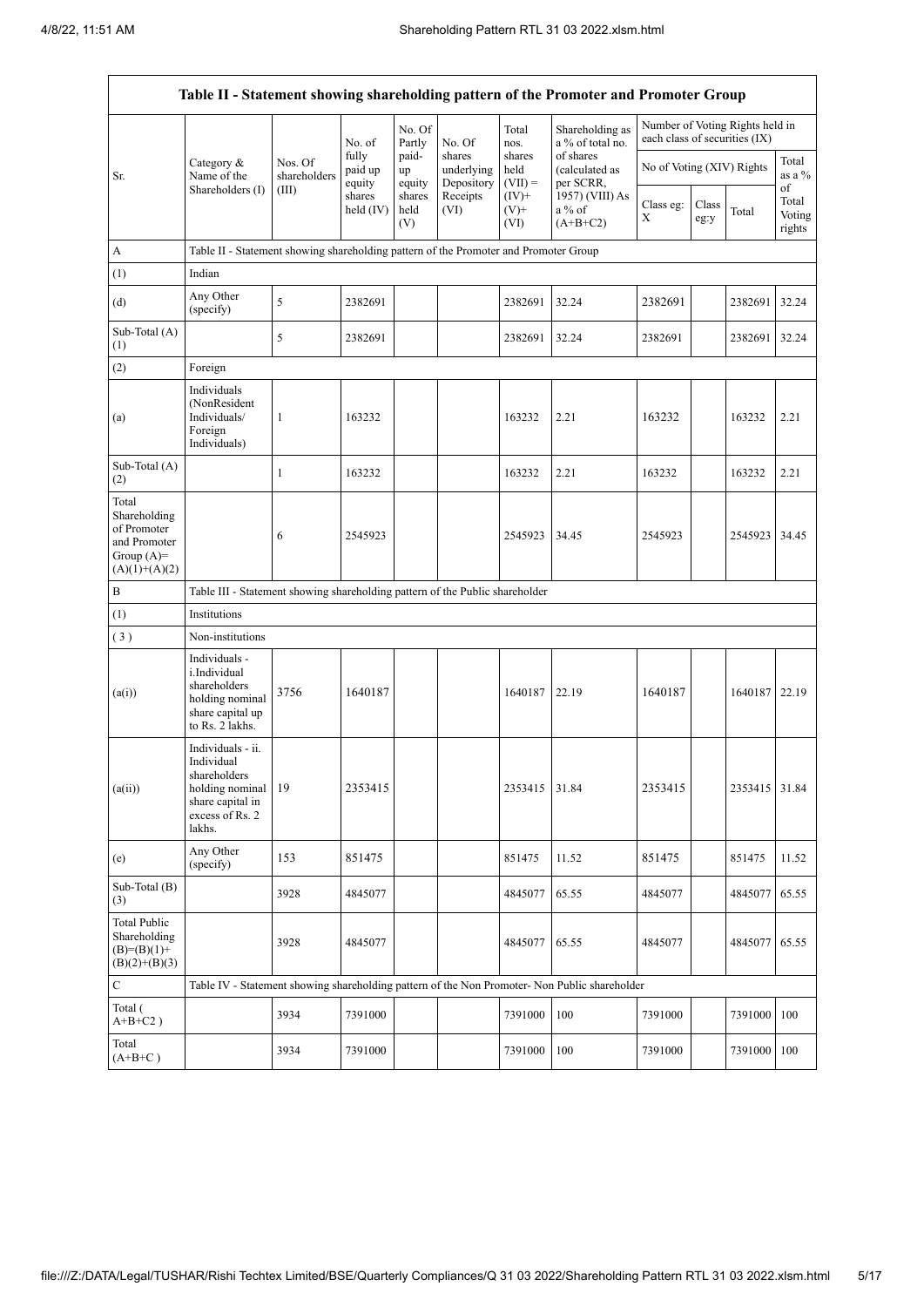| Table II - Statement showing shareholding pattern of the Promoter and Promoter Group | | | | | | | | | | | |
|---|---|---|---|---|---|---|---|---|---|---|---|
| Sr. | Category & Name of the Shareholders (I) | Nos. Of shareholders (III) | No. of fully paid up equity shares held (IV) | No. Of Partly paid-up equity shares held (V) | No. Of shares underlying Depository Receipts (VI) | Total nos. shares held (VII) = (IV)+ (V)+ (VI) | Shareholding as a % of total no. of shares (calculated as per SCRR, 1957) (VIII) As a % of (A+B+C2) | Number of Voting Rights held in each class of securities (IX) | | | |
| | | | | | | | | No of Voting (XIV) Rights | | | Total as a % of Total Voting rights |
| | | | | | | | | Class eg: X | Class eg:y | Total | |
| A | Table II - Statement showing shareholding pattern of the Promoter and Promoter Group | | | | | | | | | | |
| (1) | Indian | | | | | | | | | | |
| (d) | Any Other (specify) | 5 | 2382691 | | | 2382691 | 32.24 | 2382691 | | 2382691 | 32.24 |
| Sub-Total (A) (1) | | 5 | 2382691 | | | 2382691 | 32.24 | 2382691 | | 2382691 | 32.24 |
| (2) | Foreign | | | | | | | | | | |
| (a) | Individuals (NonResident Individuals/ Foreign Individuals) | 1 | 163232 | | | 163232 | 2.21 | 163232 | | 163232 | 2.21 |
| Sub-Total (A) (2) | | 1 | 163232 | | | 163232 | 2.21 | 163232 | | 163232 | 2.21 |
| Total Shareholding of Promoter and Promoter Group (A)= (A)(1)+(A)(2) | | 6 | 2545923 | | | 2545923 | 34.45 | 2545923 | | 2545923 | 34.45 |
| B | Table III - Statement showing shareholding pattern of the Public shareholder | | | | | | | | | | |
| (1) | Institutions | | | | | | | | | | |
| (3) | Non-institutions | | | | | | | | | | |
| (a(i)) | Individuals - i.Individual shareholders holding nominal share capital up to Rs. 2 lakhs. | 3756 | 1640187 | | | 1640187 | 22.19 | 1640187 | | 1640187 | 22.19 |
| (a(ii)) | Individuals - ii. Individual shareholders holding nominal share capital in excess of Rs. 2 lakhs. | 19 | 2353415 | | | 2353415 | 31.84 | 2353415 | | 2353415 | 31.84 |
| (e) | Any Other (specify) | 153 | 851475 | | | 851475 | 11.52 | 851475 | | 851475 | 11.52 |
| Sub-Total (B) (3) | | 3928 | 4845077 | | | 4845077 | 65.55 | 4845077 | | 4845077 | 65.55 |
| Total Public Shareholding (B)=(B)(1)+ (B)(2)+(B)(3) | | 3928 | 4845077 | | | 4845077 | 65.55 | 4845077 | | 4845077 | 65.55 |
| C | Table IV - Statement showing shareholding pattern of the Non Promoter- Non Public shareholder | | | | | | | | | | |
| Total ( A+B+C2 ) | | 3934 | 7391000 | | | 7391000 | 100 | 7391000 | | 7391000 | 100 |
| Total (A+B+C ) | | 3934 | 7391000 | | | 7391000 | 100 | 7391000 | | 7391000 | 100 |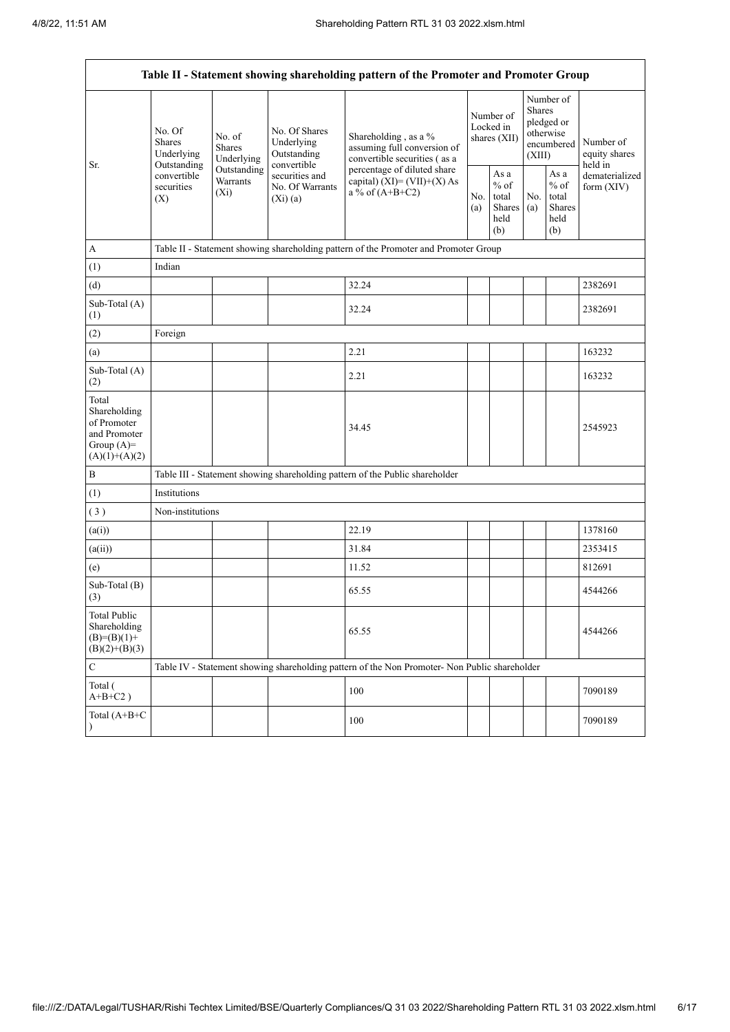| Table II - Statement showing shareholding pattern of the Promoter and Promoter Group | | | | | | | | | |
|---|---|---|---|---|---|---|---|---|---|
| Sr. | No. Of Shares Underlying Outstanding convertible securities (X) | No. of Shares Underlying Outstanding Warrants (Xi) | No. Of Shares Underlying Outstanding convertible securities and No. Of Warrants (Xi) (a) | Shareholding , as a % assuming full conversion of convertible securities ( as a percentage of diluted share capital) (XI)= (VII)+(X) As a % of (A+B+C2) | Number of Locked in shares (XII) | | Number of Shares pledged or otherwise encumbered (XIII) | | Number of equity shares held in dematerialized form (XIV) |
| | | | | | No. (a) | As a % of total Shares held (b) | No. (a) | As a % of total Shares held (b) | |
| A | Table II - Statement showing shareholding pattern of the Promoter and Promoter Group | | | | | | | | |
| (1) | Indian | | | | | | | | |
| (d) | | | | 32.24 | | | | | 2382691 |
| Sub-Total (A) (1) | | | | 32.24 | | | | | 2382691 |
| (2) | Foreign | | | | | | | | |
| (a) | | | | 2.21 | | | | | 163232 |
| Sub-Total (A) (2) | | | | 2.21 | | | | | 163232 |
| Total Shareholding of Promoter and Promoter Group (A)= (A)(1)+(A)(2) | | | | 34.45 | | | | | 2545923 |
| B | Table III - Statement showing shareholding pattern of the Public shareholder | | | | | | | | |
| (1) | Institutions | | | | | | | | |
| ( 3 ) | Non-institutions | | | | | | | | |
| (a(i)) | | | | 22.19 | | | | | 1378160 |
| (a(ii)) | | | | 31.84 | | | | | 2353415 |
| (e) | | | | 11.52 | | | | | 812691 |
| Sub-Total (B) (3) | | | | 65.55 | | | | | 4544266 |
| Total Public Shareholding (B)=(B)(1)+(B)(2)+(B)(3) | | | | 65.55 | | | | | 4544266 |
| C | Table IV - Statement showing shareholding pattern of the Non Promoter- Non Public shareholder | | | | | | | | |
| Total ( A+B+C2 ) | | | | 100 | | | | | 7090189 |
| Total (A+B+C ) | | | | 100 | | | | | 7090189 |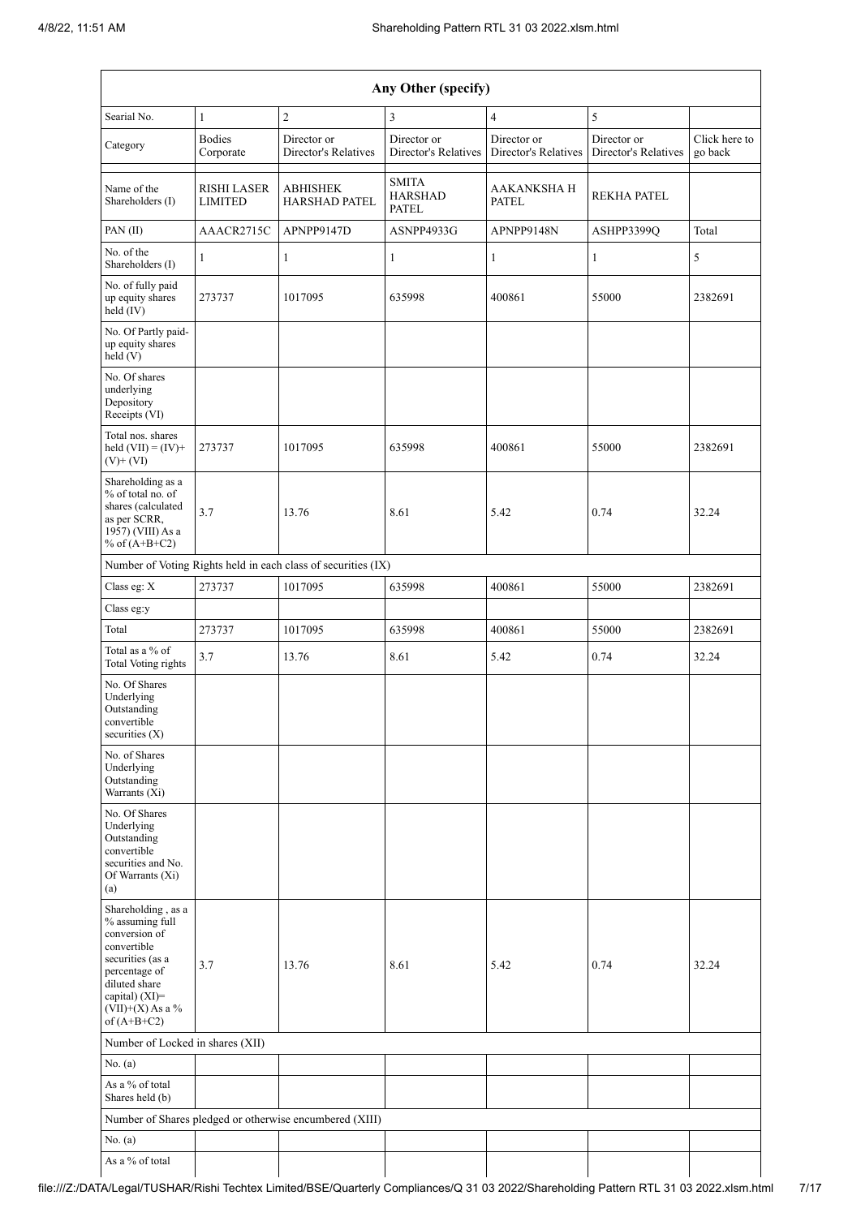| Any Other (specify) | | | | | | |
|---|---|---|---|---|---|---|
| Searial No. | 1 | 2 | 3 | 4 | 5 | |
| Category | Bodies Corporate | Director or Director's Relatives | Director or Director's Relatives | Director or Director's Relatives | Director or Director's Relatives | Click here to go back |
| Name of the Shareholders (I) | RISHI LASER LIMITED | ABHISHEK HARSHAD PATEL | SMITA HARSHAD PATEL | AAKANKSHA H PATEL | REKHA PATEL | |
| PAN (II) | AAACR2715C | APNPP9147D | ASNPP4933G | APNPP9148N | ASHPP3399Q | Total |
| No. of the Shareholders (I) | 1 | 1 | 1 | 1 | 1 | 5 |
| No. of fully paid up equity shares held (IV) | 273737 | 1017095 | 635998 | 400861 | 55000 | 2382691 |
| No. Of Partly paid-up equity shares held (V) | | | | | | |
| No. Of shares underlying Depository Receipts (VI) | | | | | | |
| Total nos. shares held (VII) = (IV)+(V)+ (VI) | 273737 | 1017095 | 635998 | 400861 | 55000 | 2382691 |
| Shareholding as a % of total no. of shares (calculated as per SCRR, 1957) (VIII) As a % of (A+B+C2) | 3.7 | 13.76 | 8.61 | 5.42 | 0.74 | 32.24 |
| Number of Voting Rights held in each class of securities (IX) | | | | | | |
| Class eg: X | 273737 | 1017095 | 635998 | 400861 | 55000 | 2382691 |
| Class eg:y | | | | | | |
| Total | 273737 | 1017095 | 635998 | 400861 | 55000 | 2382691 |
| Total as a % of Total Voting rights | 3.7 | 13.76 | 8.61 | 5.42 | 0.74 | 32.24 |
| No. Of Shares Underlying Outstanding convertible securities (X) | | | | | | |
| No. of Shares Underlying Outstanding Warrants (Xi) | | | | | | |
| No. Of Shares Underlying Outstanding convertible securities and No. Of Warrants (Xi) (a) | | | | | | |
| Shareholding , as a % assuming full conversion of convertible securities (as a percentage of diluted share capital) (XI)= (VII)+(X) As a % of (A+B+C2) | 3.7 | 13.76 | 8.61 | 5.42 | 0.74 | 32.24 |
| Number of Locked in shares (XII) | | | | | | |
| No. (a) | | | | | | |
| As a % of total Shares held (b) | | | | | | |
| Number of Shares pledged or otherwise encumbered (XIII) | | | | | | |
| No. (a) | | | | | | |
| As a % of total | | | | | | |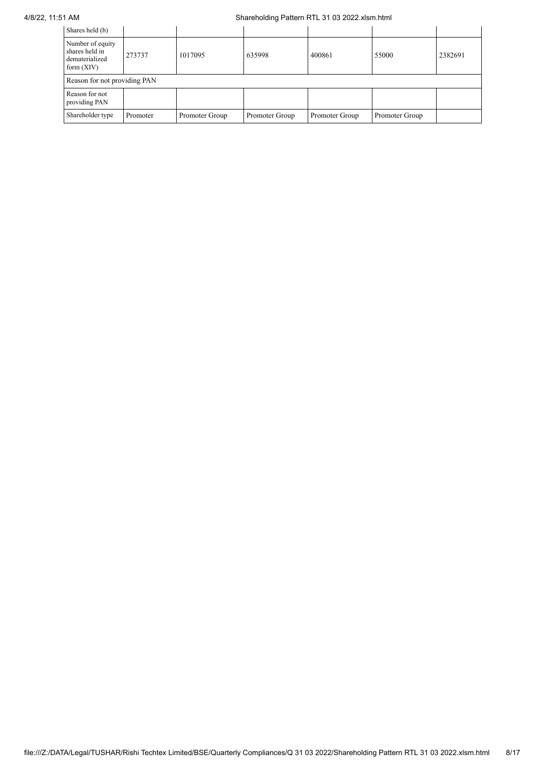| Shares held (b) | | | | | | |
|---|---|---|---|---|---|---|
| Number of equity shares held in dematerialized form (XIV) | 273737 | 1017095 | 635998 | 400861 | 55000 | 2382691 |
| Reason for not providing PAN | | | | | | |
| Reason for not providing PAN | | | | | | |
| Shareholder type | Promoter | Promoter Group | Promoter Group | Promoter Group | Promoter Group | |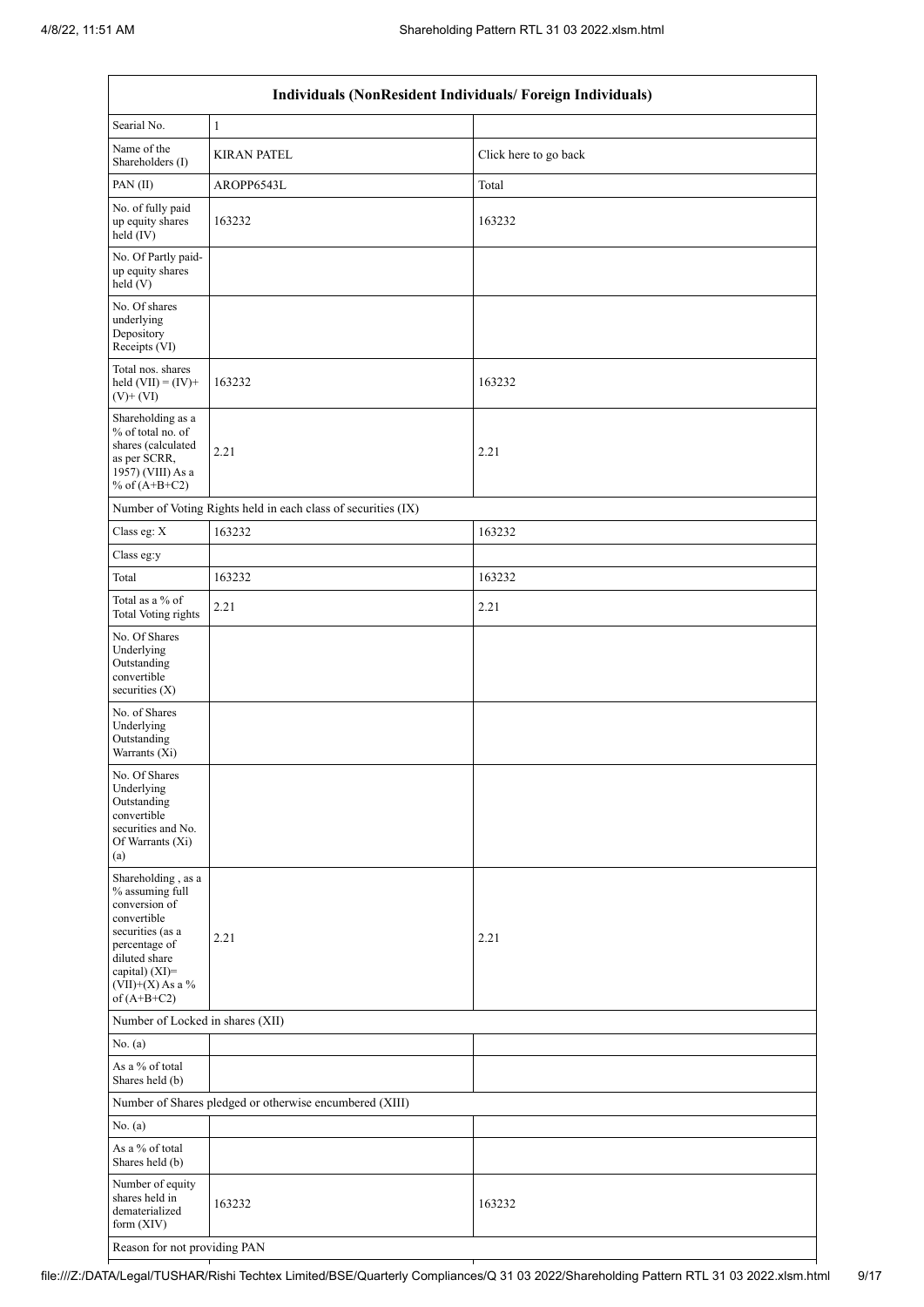| Individuals (NonResident Individuals/ Foreign Individuals) | | |
|---|---|---|
| Searial No. | 1 | |
| Name of the Shareholders (I) | KIRAN PATEL | Click here to go back |
| PAN (II) | AROPP6543L | Total |
| No. of fully paid up equity shares held (IV) | 163232 | 163232 |
| No. Of Partly paid-up equity shares held (V) | | |
| No. Of shares underlying Depository Receipts (VI) | | |
| Total nos. shares held (VII) = (IV)+(V)+ (VI) | 163232 | 163232 |
| Shareholding as a % of total no. of shares (calculated as per SCRR, 1957) (VIII) As a % of (A+B+C2) | 2.21 | 2.21 |
| Number of Voting Rights held in each class of securities (IX) | | |
| Class eg: X | 163232 | 163232 |
| Class eg:y | | |
| Total | 163232 | 163232 |
| Total as a % of Total Voting rights | 2.21 | 2.21 |
| No. Of Shares Underlying Outstanding convertible securities (X) | | |
| No. of Shares Underlying Outstanding Warrants (Xi) | | |
| No. Of Shares Underlying Outstanding convertible securities and No. Of Warrants (Xi) (a) | | |
| Shareholding , as a % assuming full conversion of convertible securities (as a percentage of diluted share capital) (XI)= (VII)+(X) As a % of (A+B+C2) | 2.21 | 2.21 |
| Number of Locked in shares (XII) | | |
| No. (a) | | |
| As a % of total Shares held (b) | | |
| Number of Shares pledged or otherwise encumbered (XIII) | | |
| No. (a) | | |
| As a % of total Shares held (b) | | |
| Number of equity shares held in dematerialized form (XIV) | 163232 | 163232 |
| Reason for not providing PAN | | |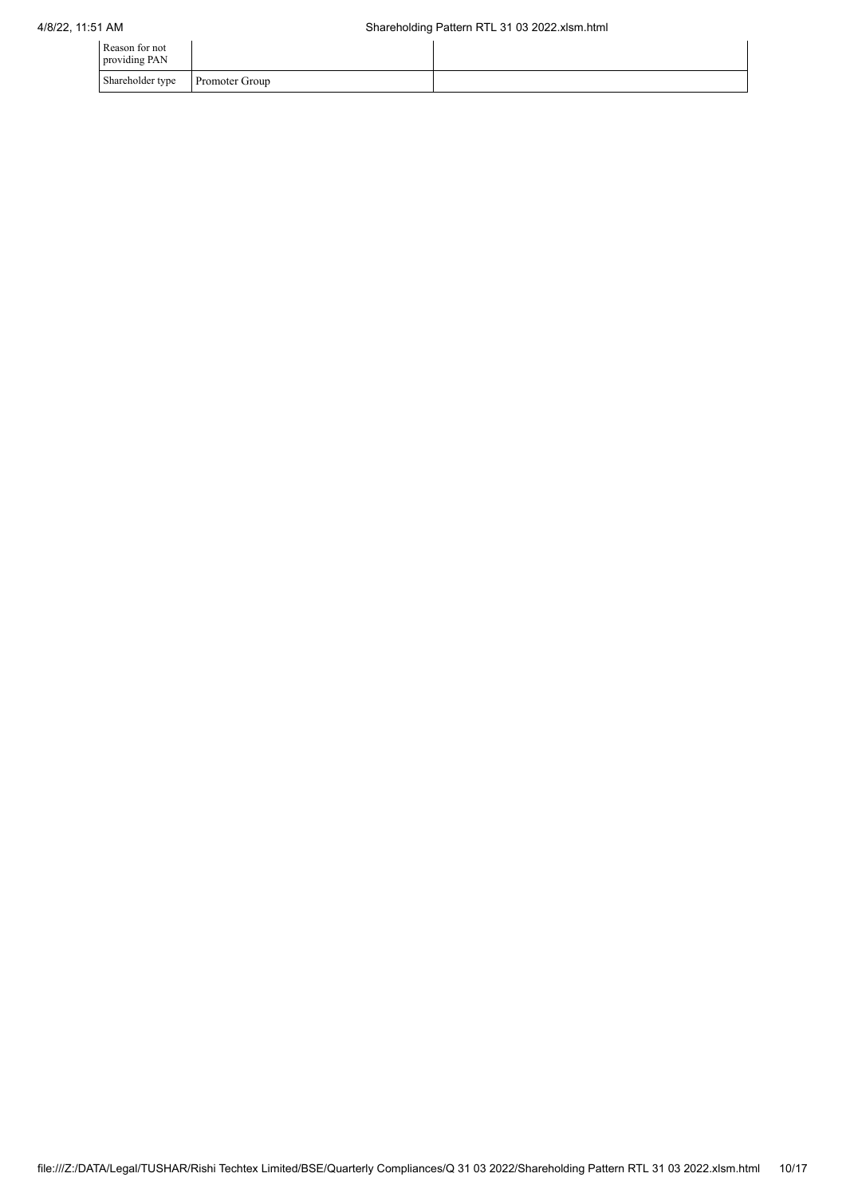| | | |
|---|---|---|
| Reason for not providing PAN | | |
| Shareholder type | Promoter Group | |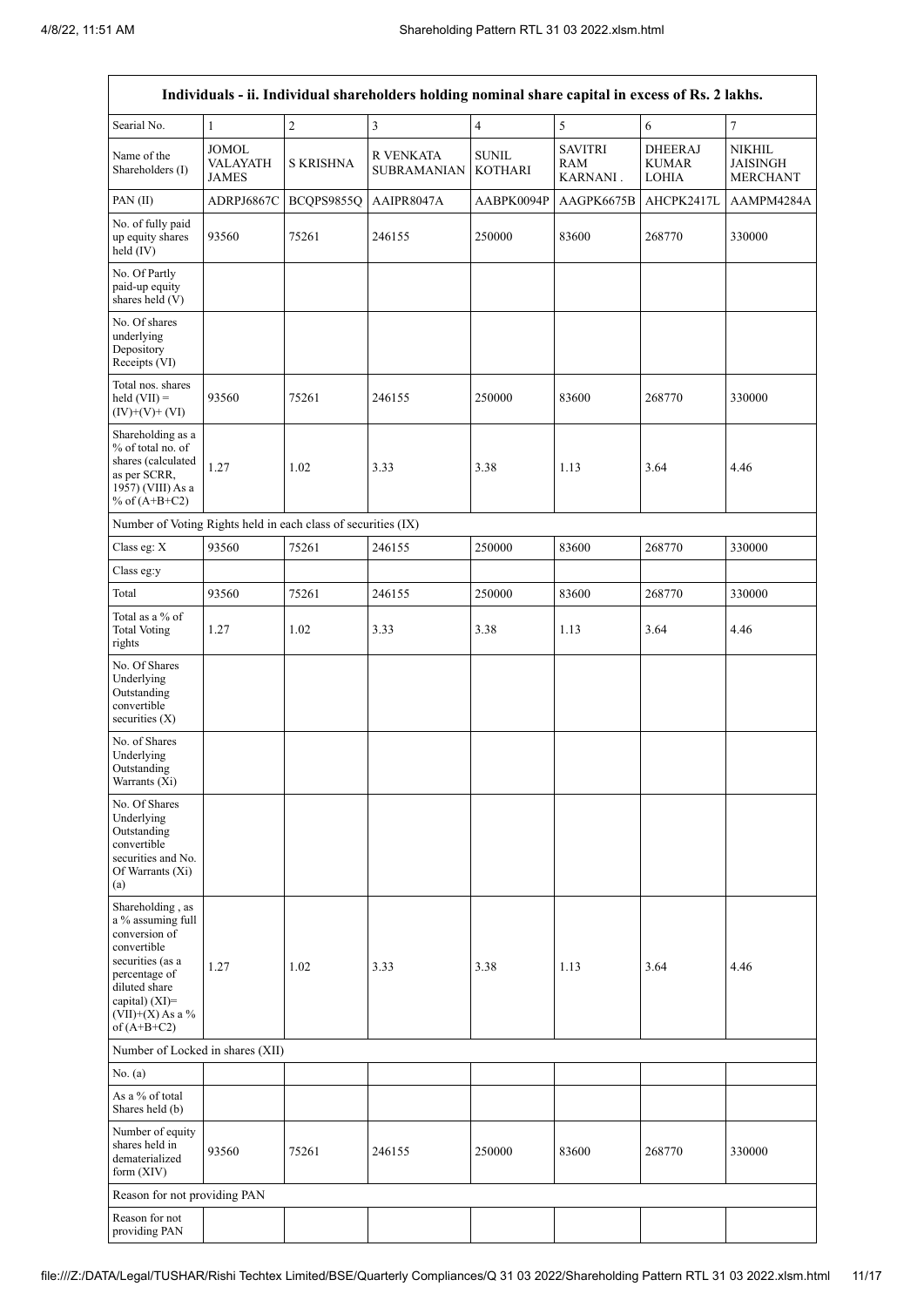| Individuals - ii. Individual shareholders holding nominal share capital in excess of Rs. 2 lakhs. | | | | | | | |
|---|---|---|---|---|---|---|---|
| Searial No. | 1 | 2 | 3 | 4 | 5 | 6 | 7 |
| Name of the Shareholders (I) | JOMOL VALAYATH JAMES | S KRISHNA | R VENKATA SUBRAMANIAN | SUNIL KOTHARI | SAVITRI RAM KARNANI . | DHEERAJ KUMAR LOHIA | NIKHIL JAISINGH MERCHANT |
| PAN (II) | ADRPJ6867C | BCQPS9855Q | AAIPR8047A | AABPK0094P | AAGPK6675B | AHCPK2417L | AAMPM4284A |
| No. of fully paid up equity shares held (IV) | 93560 | 75261 | 246155 | 250000 | 83600 | 268770 | 330000 |
| No. Of Partly paid-up equity shares held (V) | | | | | | | |
| No. Of shares underlying Depository Receipts (VI) | | | | | | | |
| Total nos. shares held (VII) = (IV)+(V)+ (VI) | 93560 | 75261 | 246155 | 250000 | 83600 | 268770 | 330000 |
| Shareholding as a % of total no. of shares (calculated as per SCRR, 1957) (VIII) As a % of (A+B+C2) | 1.27 | 1.02 | 3.33 | 3.38 | 1.13 | 3.64 | 4.46 |
| Number of Voting Rights held in each class of securities (IX) | | | | | | | |
| Class eg: X | 93560 | 75261 | 246155 | 250000 | 83600 | 268770 | 330000 |
| Class eg:y | | | | | | | |
| Total | 93560 | 75261 | 246155 | 250000 | 83600 | 268770 | 330000 |
| Total as a % of Total Voting rights | 1.27 | 1.02 | 3.33 | 3.38 | 1.13 | 3.64 | 4.46 |
| No. Of Shares Underlying Outstanding convertible securities (X) | | | | | | | |
| No. of Shares Underlying Outstanding Warrants (Xi) | | | | | | | |
| No. Of Shares Underlying Outstanding convertible securities and No. Of Warrants (Xi) (a) | | | | | | | |
| Shareholding , as a % assuming full conversion of convertible securities (as a percentage of diluted share capital) (XI)= (VII)+(X) As a % of (A+B+C2) | 1.27 | 1.02 | 3.33 | 3.38 | 1.13 | 3.64 | 4.46 |
| Number of Locked in shares (XII) | | | | | | | |
| No. (a) | | | | | | | |
| As a % of total Shares held (b) | | | | | | | |
| Number of equity shares held in dematerialized form (XIV) | 93560 | 75261 | 246155 | 250000 | 83600 | 268770 | 330000 |
| Reason for not providing PAN | | | | | | | |
| Reason for not providing PAN | | | | | | | |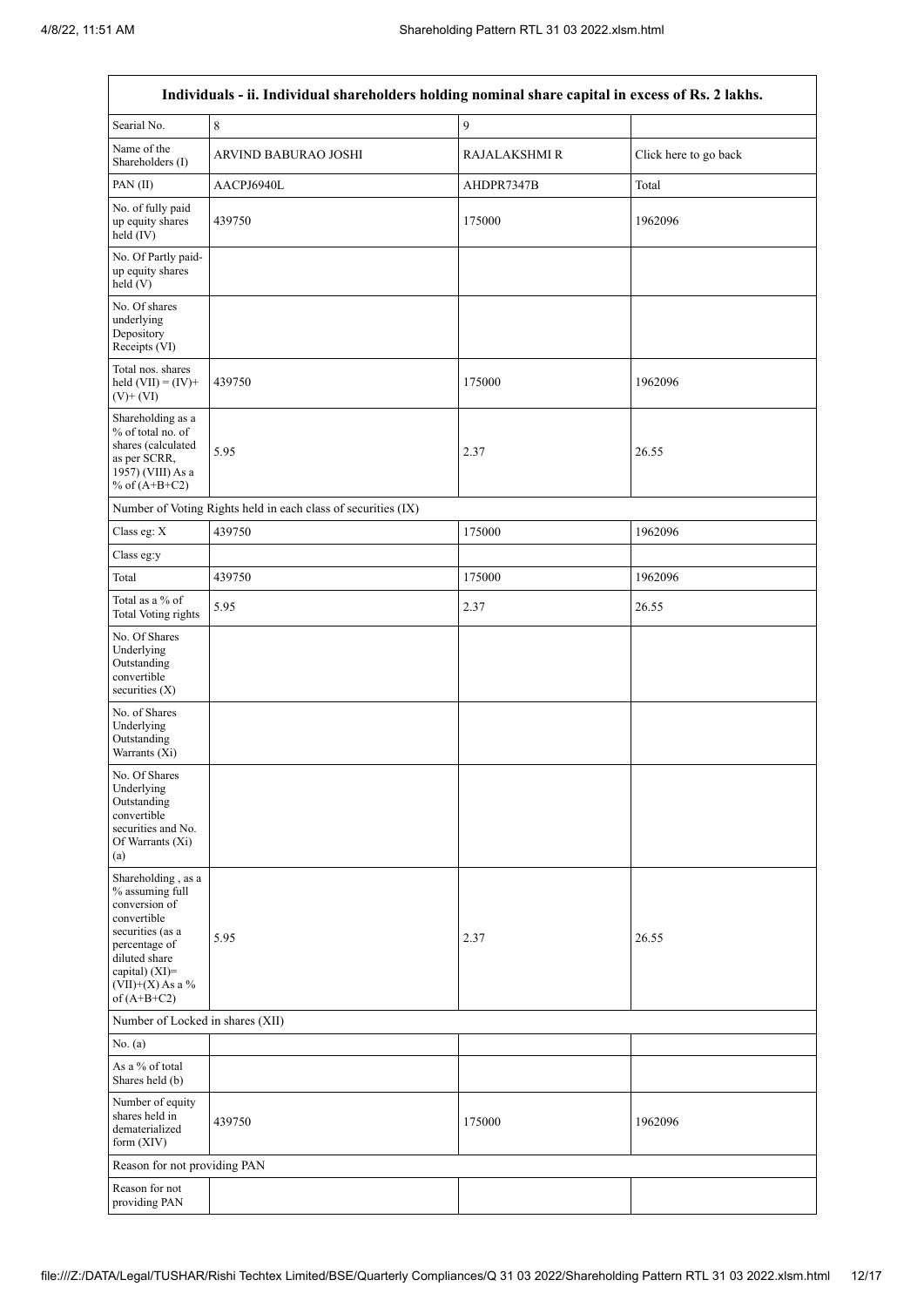| Individuals - ii. Individual shareholders holding nominal share capital in excess of Rs. 2 lakhs. | | | |
|---|---|---|---|
| Searial No. | 8 | 9 | |
| Name of the Shareholders (I) | ARVIND BABURAO JOSHI | RAJALAKSHMI R | Click here to go back |
| PAN (II) | AACPJ6940L | AHDPR7347B | Total |
| No. of fully paid up equity shares held (IV) | 439750 | 175000 | 1962096 |
| No. Of Partly paid-up equity shares held (V) | | | |
| No. Of shares underlying Depository Receipts (VI) | | | |
| Total nos. shares held (VII) = (IV)+ (V)+ (VI) | 439750 | 175000 | 1962096 |
| Shareholding as a % of total no. of shares (calculated as per SCRR, 1957) (VIII) As a % of (A+B+C2) | 5.95 | 2.37 | 26.55 |
| Number of Voting Rights held in each class of securities (IX) | | | |
| Class eg: X | 439750 | 175000 | 1962096 |
| Class eg:y | | | |
| Total | 439750 | 175000 | 1962096 |
| Total as a % of Total Voting rights | 5.95 | 2.37 | 26.55 |
| No. Of Shares Underlying Outstanding convertible securities (X) | | | |
| No. of Shares Underlying Outstanding Warrants (Xi) | | | |
| No. Of Shares Underlying Outstanding convertible securities and No. Of Warrants (Xi) (a) | | | |
| Shareholding , as a % assuming full conversion of convertible securities (as a percentage of diluted share capital) (XI)= (VII)+(X) As a % of (A+B+C2) | 5.95 | 2.37 | 26.55 |
| Number of Locked in shares (XII) | | | |
| No. (a) | | | |
| As a % of total Shares held (b) | | | |
| Number of equity shares held in dematerialized form (XIV) | 439750 | 175000 | 1962096 |
| Reason for not providing PAN | | | |
| Reason for not providing PAN | | | |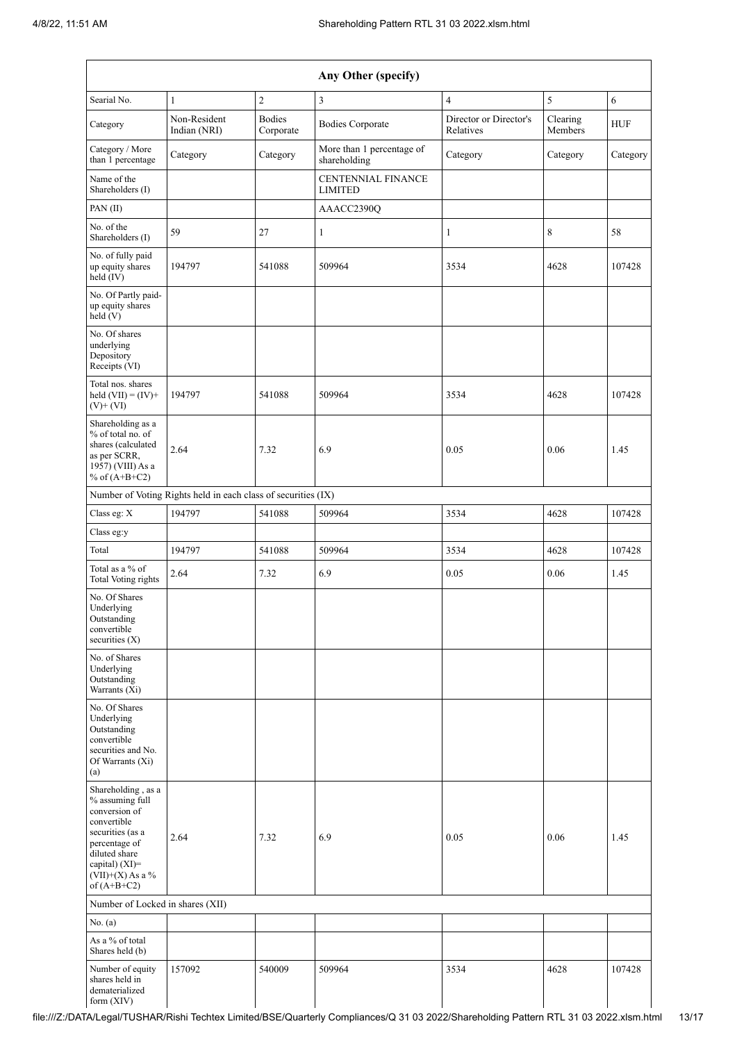| Any Other (specify) | | | | | | |
|---|---|---|---|---|---|---|
| Searial No. | 1 | 2 | 3 | 4 | 5 | 6 |
| Category | Non-Resident Indian (NRI) | Bodies Corporate | Bodies Corporate | Director or Director's Relatives | Clearing Members | HUF |
| Category / More than 1 percentage | Category | Category | More than 1 percentage of shareholding | Category | Category | Category |
| Name of the Shareholders (I) | | | CENTENNIAL FINANCE LIMITED | | | |
| PAN (II) | | | AAACC2390Q | | | |
| No. of the Shareholders (I) | 59 | 27 | 1 | 1 | 8 | 58 |
| No. of fully paid up equity shares held (IV) | 194797 | 541088 | 509964 | 3534 | 4628 | 107428 |
| No. Of Partly paid-up equity shares held (V) | | | | | | |
| No. Of shares underlying Depository Receipts (VI) | | | | | | |
| Total nos. shares held (VII) = (IV)+ (V)+ (VI) | 194797 | 541088 | 509964 | 3534 | 4628 | 107428 |
| Shareholding as a % of total no. of shares (calculated as per SCRR, 1957) (VIII) As a % of (A+B+C2) | 2.64 | 7.32 | 6.9 | 0.05 | 0.06 | 1.45 |
| Number of Voting Rights held in each class of securities (IX) | | | | | | |
| Class eg: X | 194797 | 541088 | 509964 | 3534 | 4628 | 107428 |
| Class eg:y | | | | | | |
| Total | 194797 | 541088 | 509964 | 3534 | 4628 | 107428 |
| Total as a % of Total Voting rights | 2.64 | 7.32 | 6.9 | 0.05 | 0.06 | 1.45 |
| No. Of Shares Underlying Outstanding convertible securities (X) | | | | | | |
| No. of Shares Underlying Outstanding Warrants (Xi) | | | | | | |
| No. Of Shares Underlying Outstanding convertible securities and No. Of Warrants (Xi) (a) | | | | | | |
| Shareholding , as a % assuming full conversion of convertible securities (as a percentage of diluted share capital) (XI)= (VII)+(X) As a % of (A+B+C2) | 2.64 | 7.32 | 6.9 | 0.05 | 0.06 | 1.45 |
| Number of Locked in shares (XII) | | | | | | |
| No. (a) | | | | | | |
| As a % of total Shares held (b) | | | | | | |
| Number of equity shares held in dematerialized form (XIV) | 157092 | 540009 | 509964 | 3534 | 4628 | 107428 |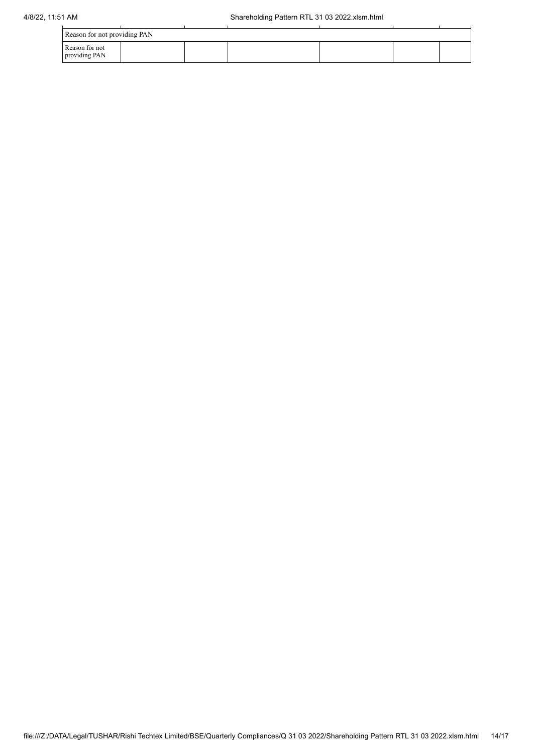| Reason for not providing PAN | | | | | | |
|---|---|---|---|---|---|---|
| Reason for not providing PAN | | | | | | |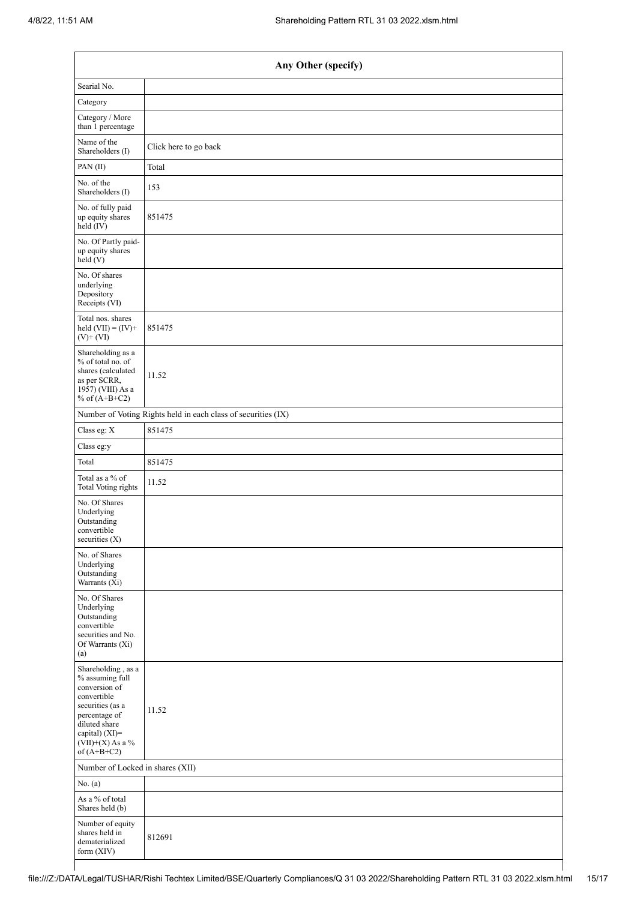| Any Other (specify) | |
|---|---|
| Searial No. | |
| Category | |
| Category / More than 1 percentage | |
| Name of the Shareholders (I) | Click here to go back |
| PAN (II) | Total |
| No. of the Shareholders (I) | 153 |
| No. of fully paid up equity shares held (IV) | 851475 |
| No. Of Partly paid-up equity shares held (V) | |
| No. Of shares underlying Depository Receipts (VI) | |
| Total nos. shares held (VII) = (IV)+ (V)+ (VI) | 851475 |
| Shareholding as a % of total no. of shares (calculated as per SCRR, 1957) (VIII) As a % of (A+B+C2) | 11.52 |
| Number of Voting Rights held in each class of securities (IX) | |
| Class eg: X | 851475 |
| Class eg:y | |
| Total | 851475 |
| Total as a % of Total Voting rights | 11.52 |
| No. Of Shares Underlying Outstanding convertible securities (X) | |
| No. of Shares Underlying Outstanding Warrants (Xi) | |
| No. Of Shares Underlying Outstanding convertible securities and No. Of Warrants (Xi) (a) | |
| Shareholding , as a % assuming full conversion of convertible securities (as a percentage of diluted share capital) (XI)= (VII)+(X) As a % of (A+B+C2) | 11.52 |
| Number of Locked in shares (XII) | |
| No. (a) | |
| As a % of total Shares held (b) | |
| Number of equity shares held in dematerialized form (XIV) | 812691 |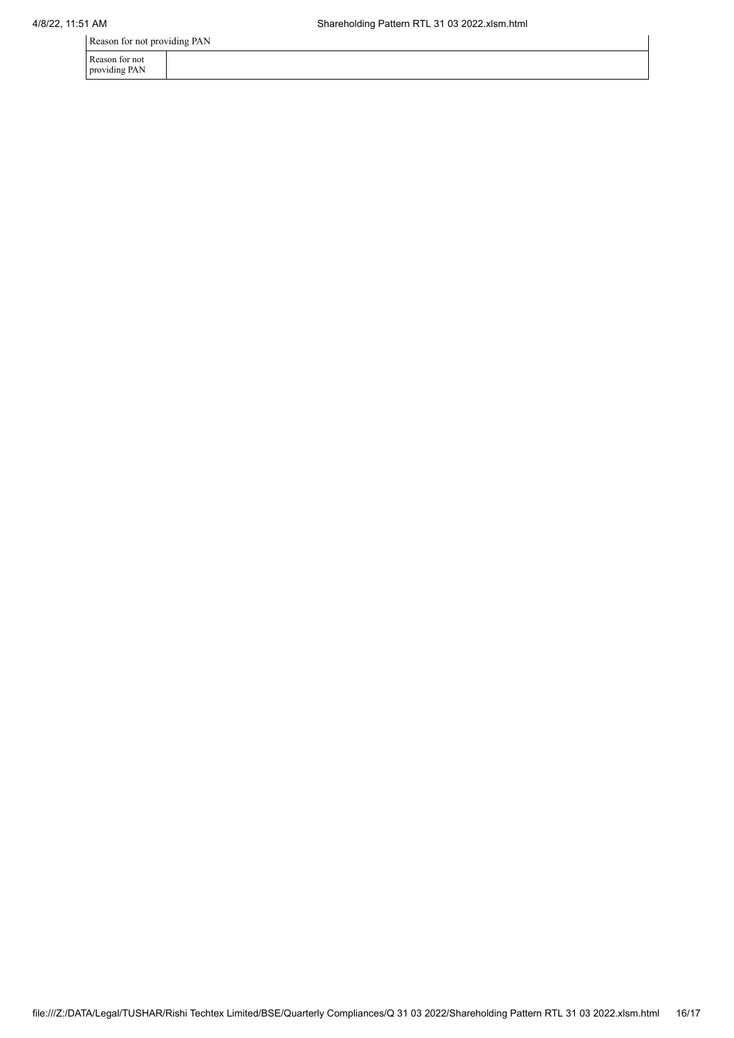| Reason for not providing PAN | |
|---|---|
| Reason for not providing PAN | |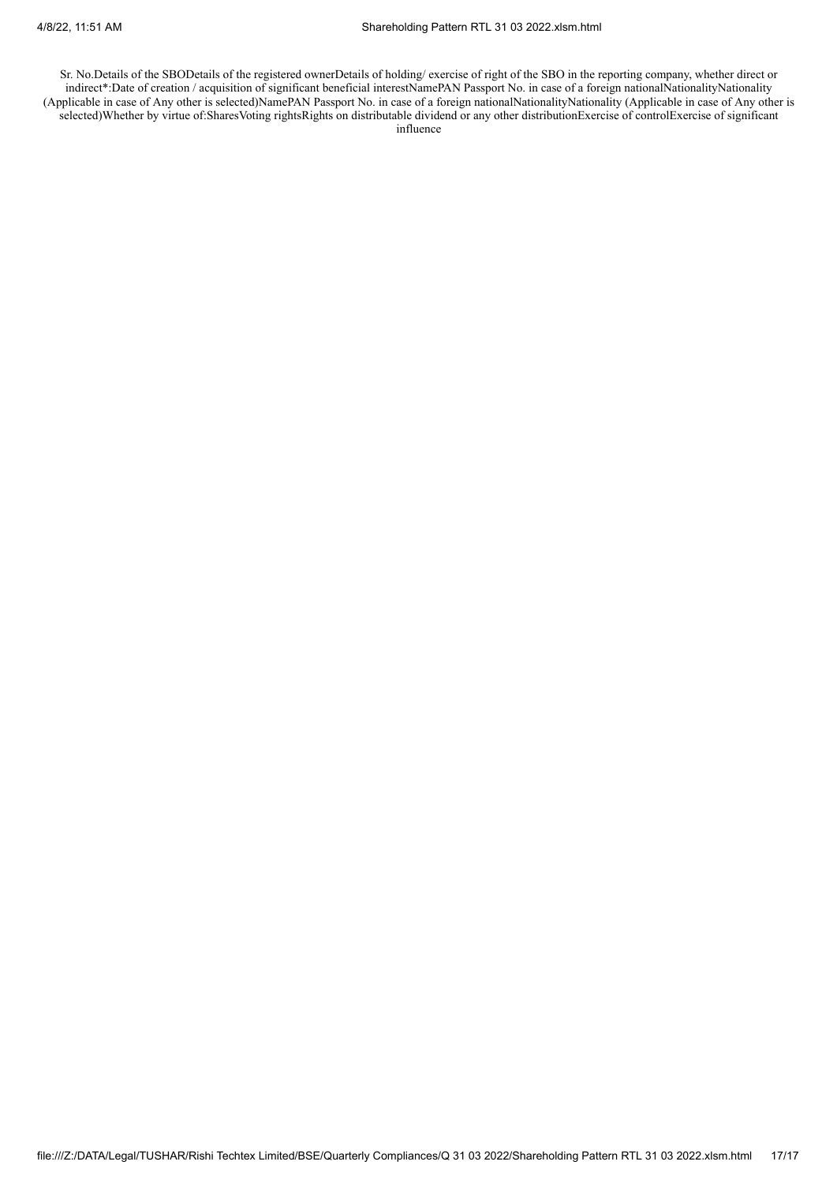Sr. No.Details of the SBODetails of the registered ownerDetails of holding/ exercise of right of the SBO in the reporting company, whether direct or indirect*:Date of creation / acquisition of significant beneficial interestNamePAN Passport No. in case of a foreign nationalNationalityNationality (Applicable in case of Any other is selected)NamePAN Passport No. in case of a foreign nationalNationalityNationality (Applicable in case of Any other is selected)Whether by virtue of:SharesVoting rightsRights on distributable dividend or any other distributionExercise of controlExercise of significant influence